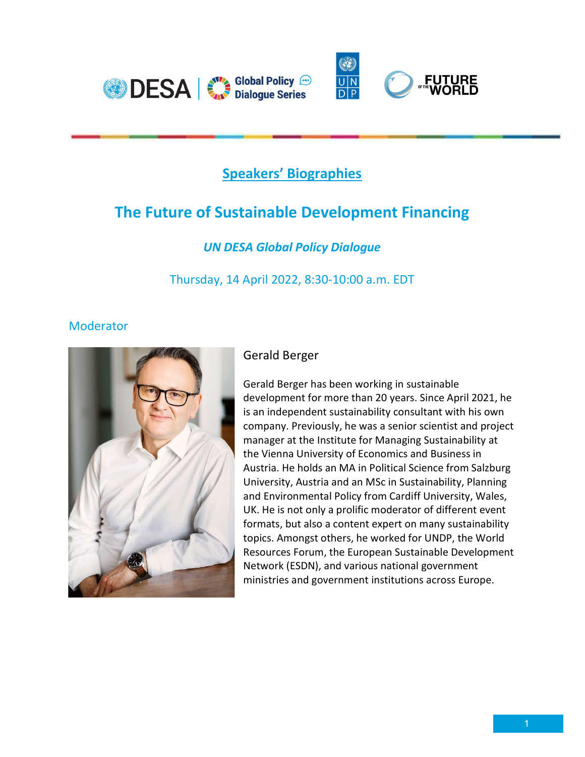## Speakers' Biographies

# The Future of Sustainable Development Financing

*UN DESA Global Policy Dialogue*

Thursday, 14 April 2022, 8:30-10:00 a.m. EDT

### Moderator

Gerald Berger

Gerald Berger has been working in sustainable development for more than 20 years. Since April 2021, he is an independent sustainability consultant with his own company. Previously, he was a senior scientist and project manager at the Institute for Managing Sustainability at the Vienna University of Economics and Business in Austria. He holds an MA in Political Science from Salzburg University, Austria and an MSc in Sustainability, Planning and Environmental Policy from Cardiff University, Wales, UK. He is not only a prolific moderator of different event formats, but also a content expert on many sustainability topics. Amongst others, he worked for UNDP, the World Resources Forum, the European Sustainable Development Network (ESDN), and various national government ministries and government institutions across Europe.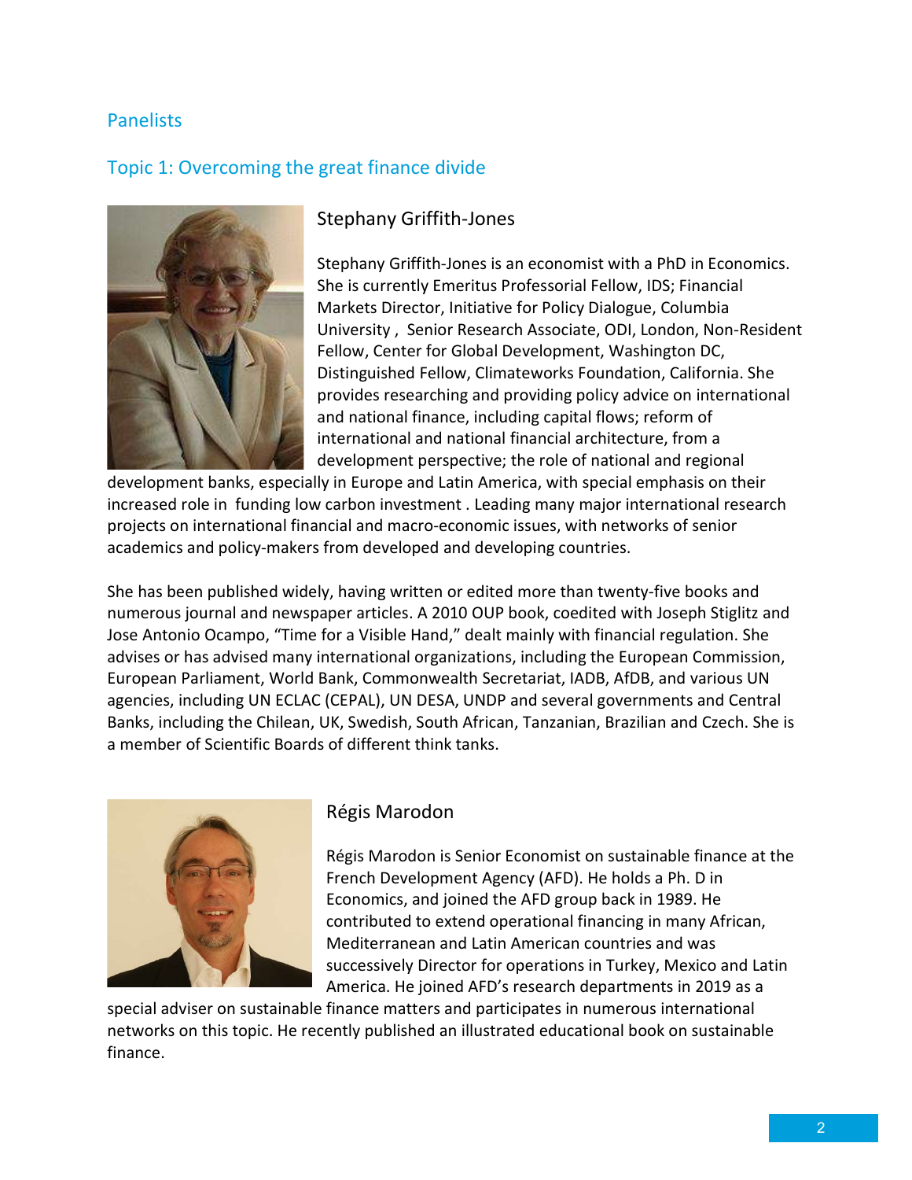## Panelists

## Topic 1: Overcoming the great finance divide

### Stephany Griffith-Jones

Stephany Griffith-Jones is an economist with a PhD in Economics. She is currently Emeritus Professorial Fellow, IDS; Financial Markets Director, Initiative for Policy Dialogue, Columbia University , Senior Research Associate, ODI, London, Non-Resident Fellow, Center for Global Development, Washington DC, Distinguished Fellow, Climateworks Foundation, California. She provides researching and providing policy advice on international and national finance, including capital flows; reform of international and national financial architecture, from a development perspective; the role of national and regional development banks, especially in Europe and Latin America, with special emphasis on their increased role in funding low carbon investment . Leading many major international research projects on international financial and macro-economic issues, with networks of senior academics and policy-makers from developed and developing countries.

She has been published widely, having written or edited more than twenty-five books and numerous journal and newspaper articles. A 2010 OUP book, coedited with Joseph Stiglitz and Jose Antonio Ocampo, "Time for a Visible Hand," dealt mainly with financial regulation. She advises or has advised many international organizations, including the European Commission, European Parliament, World Bank, Commonwealth Secretariat, IADB, AfDB, and various UN agencies, including UN ECLAC (CEPAL), UN DESA, UNDP and several governments and Central Banks, including the Chilean, UK, Swedish, South African, Tanzanian, Brazilian and Czech. She is a member of Scientific Boards of different think tanks.

### Régis Marodon

Régis Marodon is Senior Economist on sustainable finance at the French Development Agency (AFD). He holds a Ph. D in Economics, and joined the AFD group back in 1989. He contributed to extend operational financing in many African, Mediterranean and Latin American countries and was successively Director for operations in Turkey, Mexico and Latin America. He joined AFD's research departments in 2019 as a special adviser on sustainable finance matters and participates in numerous international networks on this topic. He recently published an illustrated educational book on sustainable finance.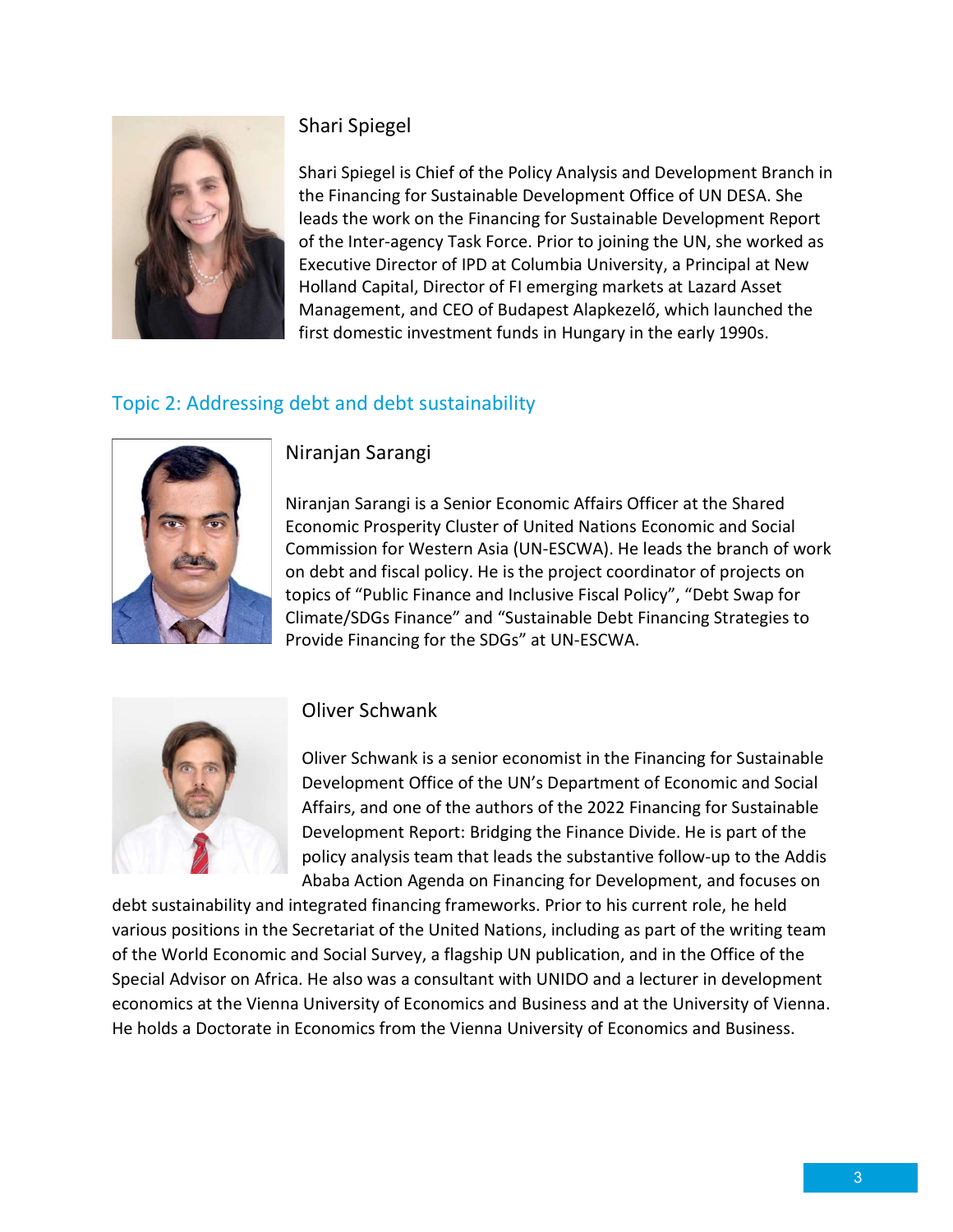### Shari Spiegel

Shari Spiegel is Chief of the Policy Analysis and Development Branch in the Financing for Sustainable Development Office of UN DESA. She leads the work on the Financing for Sustainable Development Report of the Inter-agency Task Force. Prior to joining the UN, she worked as Executive Director of IPD at Columbia University, a Principal at New Holland Capital, Director of FI emerging markets at Lazard Asset Management, and CEO of Budapest Alapkezelő, which launched the first domestic investment funds in Hungary in the early 1990s.

## Topic 2: Addressing debt and debt sustainability

### Niranjan Sarangi

Niranjan Sarangi is a Senior Economic Affairs Officer at the Shared Economic Prosperity Cluster of United Nations Economic and Social Commission for Western Asia (UN-ESCWA). He leads the branch of work on debt and fiscal policy. He is the project coordinator of projects on topics of "Public Finance and Inclusive Fiscal Policy", "Debt Swap for Climate/SDGs Finance" and "Sustainable Debt Financing Strategies to Provide Financing for the SDGs" at UN-ESCWA.

### Oliver Schwank

Oliver Schwank is a senior economist in the Financing for Sustainable Development Office of the UN's Department of Economic and Social Affairs, and one of the authors of the 2022 Financing for Sustainable Development Report: Bridging the Finance Divide. He is part of the policy analysis team that leads the substantive follow-up to the Addis Ababa Action Agenda on Financing for Development, and focuses on debt sustainability and integrated financing frameworks. Prior to his current role, he held various positions in the Secretariat of the United Nations, including as part of the writing team of the World Economic and Social Survey, a flagship UN publication, and in the Office of the Special Advisor on Africa. He also was a consultant with UNIDO and a lecturer in development economics at the Vienna University of Economics and Business and at the University of Vienna. He holds a Doctorate in Economics from the Vienna University of Economics and Business.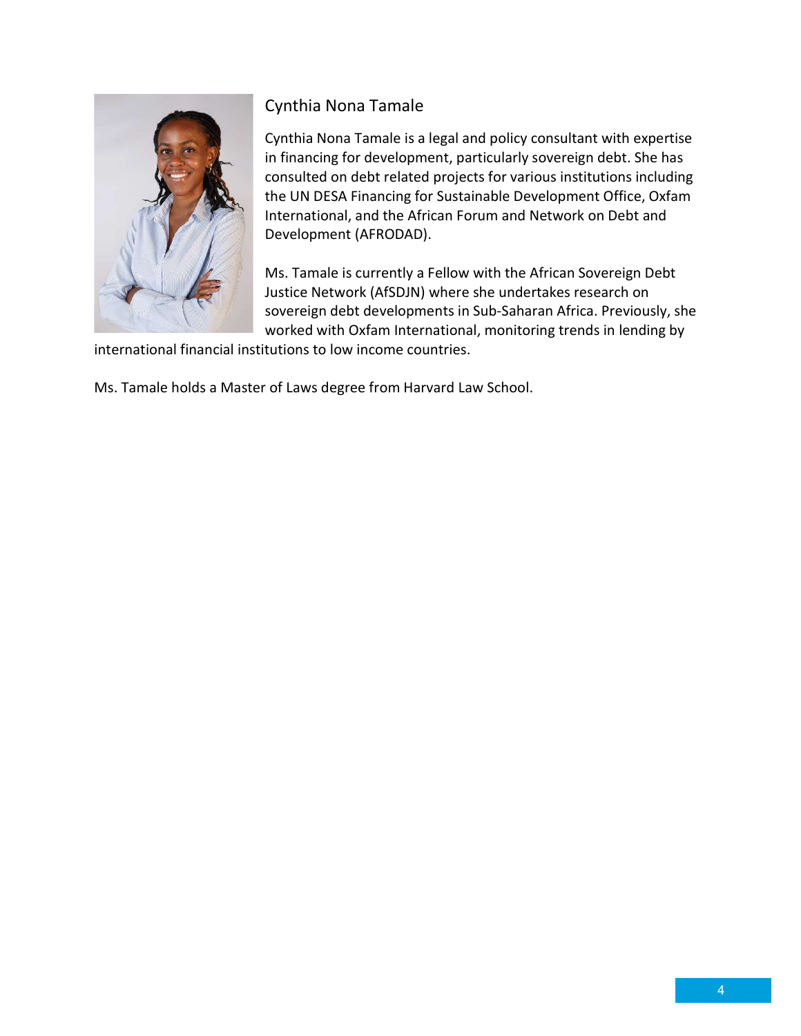## Cynthia Nona Tamale

Cynthia Nona Tamale is a legal and policy consultant with expertise in financing for development, particularly sovereign debt. She has consulted on debt related projects for various institutions including the UN DESA Financing for Sustainable Development Office, Oxfam International, and the African Forum and Network on Debt and Development (AFRODAD).

Ms. Tamale is currently a Fellow with the African Sovereign Debt Justice Network (AfSDJN) where she undertakes research on sovereign debt developments in Sub-Saharan Africa. Previously, she worked with Oxfam International, monitoring trends in lending by international financial institutions to low income countries.

Ms. Tamale holds a Master of Laws degree from Harvard Law School.